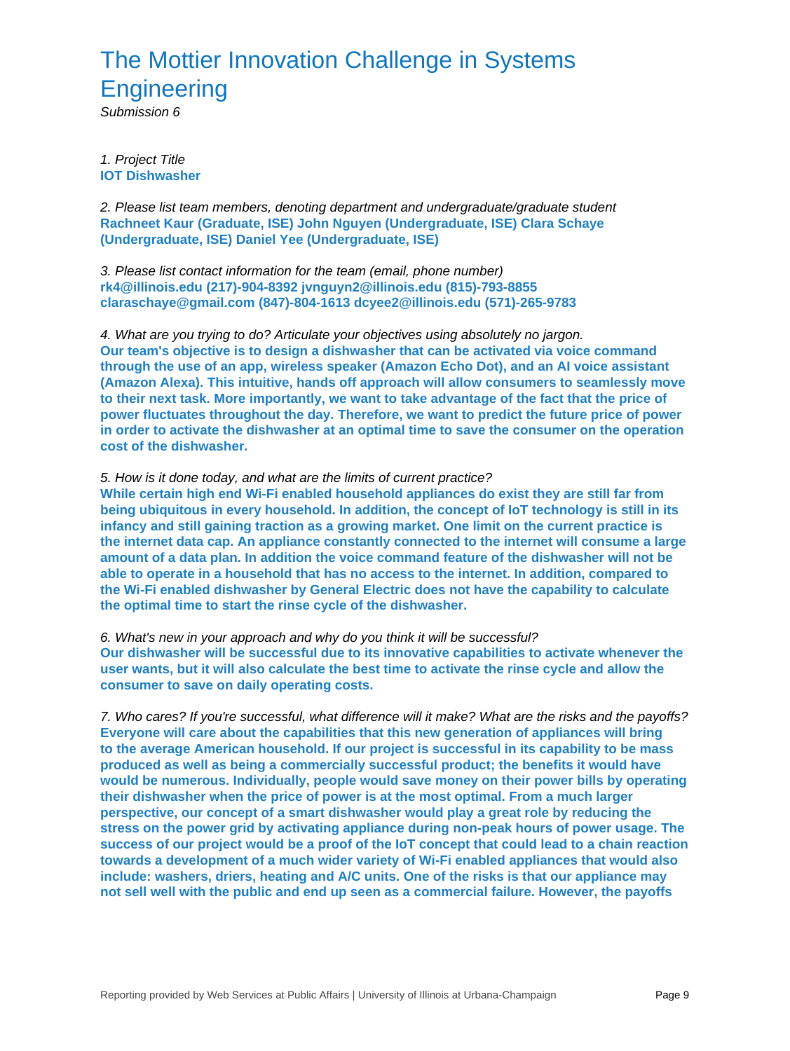# The Mottier Innovation Challenge in Systems Engineering

*Submission 6*

*1. Project Title*

**IOT Dishwasher**

*2. Please list team members, denoting department and undergraduate/graduate student*

**Rachneet Kaur (Graduate, ISE) John Nguyen (Undergraduate, ISE) Clara Schaye (Undergraduate, ISE) Daniel Yee (Undergraduate, ISE)**

*3. Please list contact information for the team (email, phone number)*

**rk4@illinois.edu (217)-904-8392 jvnguyn2@illinois.edu (815)-793-8855 claraschaye@gmail.com (847)-804-1613 dcyee2@illinois.edu (571)-265-9783**

*4. What are you trying to do? Articulate your objectives using absolutely no jargon.*

**Our team's objective is to design a dishwasher that can be activated via voice command through the use of an app, wireless speaker (Amazon Echo Dot), and an AI voice assistant (Amazon Alexa). This intuitive, hands off approach will allow consumers to seamlessly move to their next task. More importantly, we want to take advantage of the fact that the price of power fluctuates throughout the day. Therefore, we want to predict the future price of power in order to activate the dishwasher at an optimal time to save the consumer on the operation cost of the dishwasher.**

*5. How is it done today, and what are the limits of current practice?*

**While certain high end Wi-Fi enabled household appliances do exist they are still far from being ubiquitous in every household. In addition, the concept of IoT technology is still in its infancy and still gaining traction as a growing market. One limit on the current practice is the internet data cap. An appliance constantly connected to the internet will consume a large amount of a data plan. In addition the voice command feature of the dishwasher will not be able to operate in a household that has no access to the internet. In addition, compared to the Wi-Fi enabled dishwasher by General Electric does not have the capability to calculate the optimal time to start the rinse cycle of the dishwasher.**

*6. What's new in your approach and why do you think it will be successful?*

**Our dishwasher will be successful due to its innovative capabilities to activate whenever the user wants, but it will also calculate the best time to activate the rinse cycle and allow the consumer to save on daily operating costs.**

*7. Who cares? If you're successful, what difference will it make? What are the risks and the payoffs?*

**Everyone will care about the capabilities that this new generation of appliances will bring to the average American household. If our project is successful in its capability to be mass produced as well as being a commercially successful product; the benefits it would have would be numerous. Individually, people would save money on their power bills by operating their dishwasher when the price of power is at the most optimal. From a much larger perspective, our concept of a smart dishwasher would play a great role by reducing the stress on the power grid by activating appliance during non-peak hours of power usage. The success of our project would be a proof of the IoT concept that could lead to a chain reaction towards a development of a much wider variety of Wi-Fi enabled appliances that would also include: washers, driers, heating and A/C units. One of the risks is that our appliance may not sell well with the public and end up seen as a commercial failure. However, the payoffs**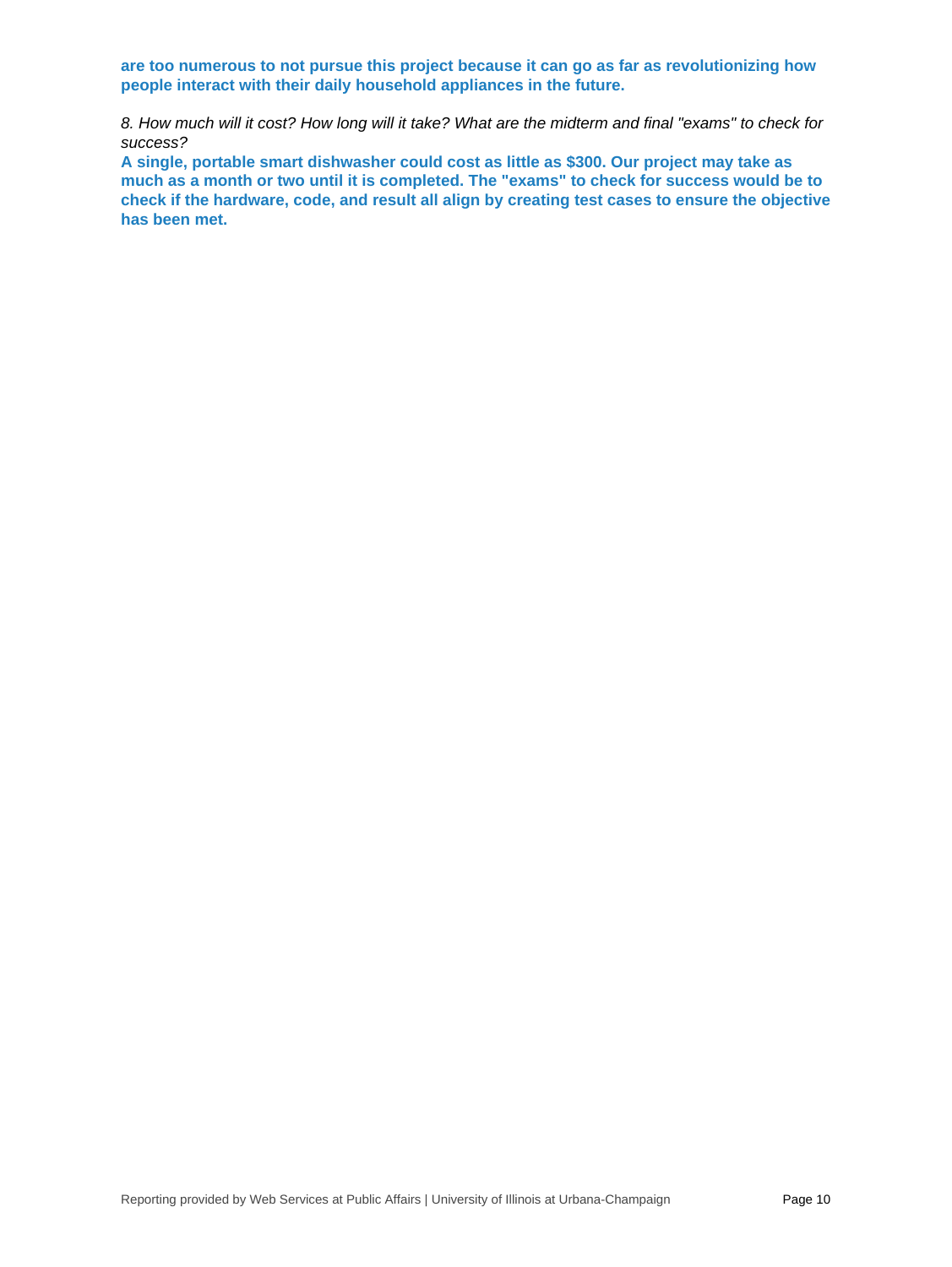**are too numerous to not pursue this project because it can go as far as revolutionizing how people interact with their daily household appliances in the future.**

*8. How much will it cost? How long will it take? What are the midterm and final "exams" to check for success?*

**A single, portable smart dishwasher could cost as little as $300. Our project may take as much as a month or two until it is completed. The "exams" to check for success would be to check if the hardware, code, and result all align by creating test cases to ensure the objective has been met.**